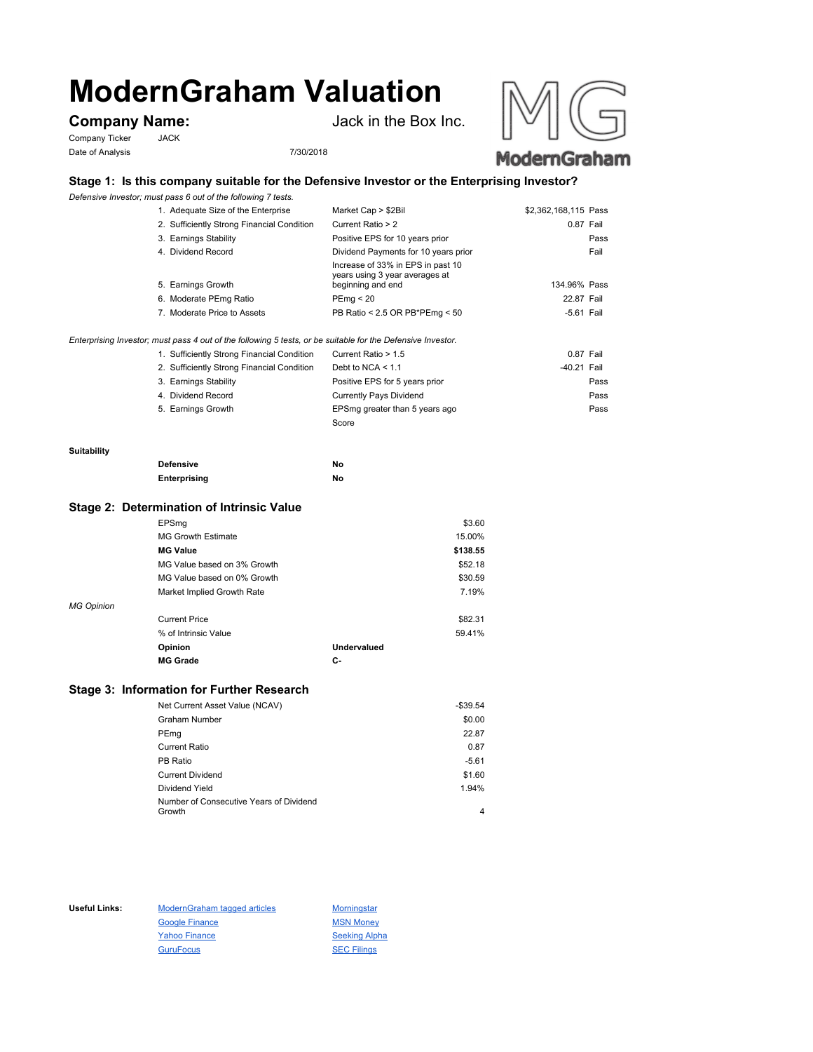# ModernGraham Valuation

**Company Name:** Jack in the Box Inc.

Company Ticker JACK

Date of Analysis 7/30/2018

## Stage 1: Is this company suitable for the Defensive Investor or the Enterprising Investor?

*Defensive Investor; must pass 6 out of the following 7 tests.*

| Test | Criteria | Value | Result |
|---|---|---|---|
| 1. Adequate Size of the Enterprise | Market Cap > $2Bil | $2,362,168,115 | Pass |
| 2. Sufficiently Strong Financial Condition | Current Ratio > 2 | 0.87 | Fail |
| 3. Earnings Stability | Positive EPS for 10 years prior | | Pass |
| 4. Dividend Record | Dividend Payments for 10 years prior | | Fail |
| 5. Earnings Growth | Increase of 33% in EPS in past 10 years using 3 year averages at beginning and end | 134.96% | Pass |
| 6. Moderate PEmg Ratio | PEmg < 20 | 22.87 | Fail |
| 7. Moderate Price to Assets | PB Ratio < 2.5 OR PB*PEmg < 50 | -5.61 | Fail |

*Enterprising Investor; must pass 4 out of the following 5 tests, or be suitable for the Defensive Investor.*

| Test | Criteria | Value | Result |
|---|---|---|---|
| 1. Sufficiently Strong Financial Condition | Current Ratio > 1.5 | 0.87 | Fail |
| 2. Sufficiently Strong Financial Condition | Debt to NCA < 1.1 | -40.21 | Fail |
| 3. Earnings Stability | Positive EPS for 5 years prior | | Pass |
| 4. Dividend Record | Currently Pays Dividend | | Pass |
| 5. Earnings Growth | EPSmg greater than 5 years ago | | Pass |
| | Score | | |

**Suitability**

| | |
|---|---|
| **Defensive** | No |
| **Enterprising** | No |

## Stage 2: Determination of Intrinsic Value

| | |
|---|---|
| EPSmg | $3.60 |
| MG Growth Estimate | 15.00% |
| **MG Value** | **$138.55** |
| MG Value based on 3% Growth | $52.18 |
| MG Value based on 0% Growth | $30.59 |
| Market Implied Growth Rate | 7.19% |

*MG Opinion*

| | |
|---|---|
| Current Price | $82.31 |
| % of Intrinsic Value | 59.41% |
| **Opinion** | **Undervalued** |
| **MG Grade** | **C-** |

## Stage 3: Information for Further Research

| | |
|---|---|
| Net Current Asset Value (NCAV) | -$39.54 |
| Graham Number | $0.00 |
| PEmg | 22.87 |
| Current Ratio | 0.87 |
| PB Ratio | -5.61 |
| Current Dividend | $1.60 |
| Dividend Yield | 1.94% |
| Number of Consecutive Years of Dividend Growth | 4 |

**Useful Links:**

- ModernGraham tagged articles
- Google Finance
- Yahoo Finance
- GuruFocus
- Morningstar
- MSN Money
- Seeking Alpha
- SEC Filings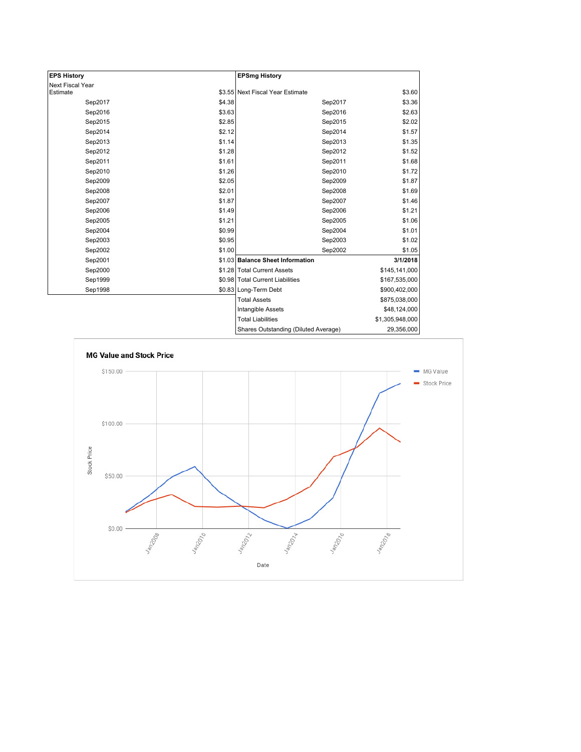| EPS History | |
| --- | --- |
| Next Fiscal Year Estimate | $3.55 |
| Sep2017 | $4.38 |
| Sep2016 | $3.63 |
| Sep2015 | $2.85 |
| Sep2014 | $2.12 |
| Sep2013 | $1.14 |
| Sep2012 | $1.28 |
| Sep2011 | $1.61 |
| Sep2010 | $1.26 |
| Sep2009 | $2.05 |
| Sep2008 | $2.01 |
| Sep2007 | $1.87 |
| Sep2006 | $1.49 |
| Sep2005 | $1.21 |
| Sep2004 | $0.99 |
| Sep2003 | $0.95 |
| Sep2002 | $1.00 |
| Sep2001 | $1.03 |
| Sep2000 | $1.28 |
| Sep1999 | $0.98 |
| Sep1998 | $0.83 |

| EPSmg History | |
| --- | --- |
| Next Fiscal Year Estimate | $3.60 |
| Sep2017 | $3.36 |
| Sep2016 | $2.63 |
| Sep2015 | $2.02 |
| Sep2014 | $1.57 |
| Sep2013 | $1.35 |
| Sep2012 | $1.52 |
| Sep2011 | $1.68 |
| Sep2010 | $1.72 |
| Sep2009 | $1.87 |
| Sep2008 | $1.69 |
| Sep2007 | $1.46 |
| Sep2006 | $1.21 |
| Sep2005 | $1.06 |
| Sep2004 | $1.01 |
| Sep2003 | $1.02 |
| Sep2002 | $1.05 |

| Balance Sheet Information | 3/1/2018 |
| --- | --- |
| Total Current Assets | $145,141,000 |
| Total Current Liabilities | $167,535,000 |
| Long-Term Debt | $900,402,000 |
| Total Assets | $875,038,000 |
| Intangible Assets | $48,124,000 |
| Total Liabilities | $1,305,948,000 |
| Shares Outstanding (Diluted Average) | 29,356,000 |

**MG Value and Stock Price**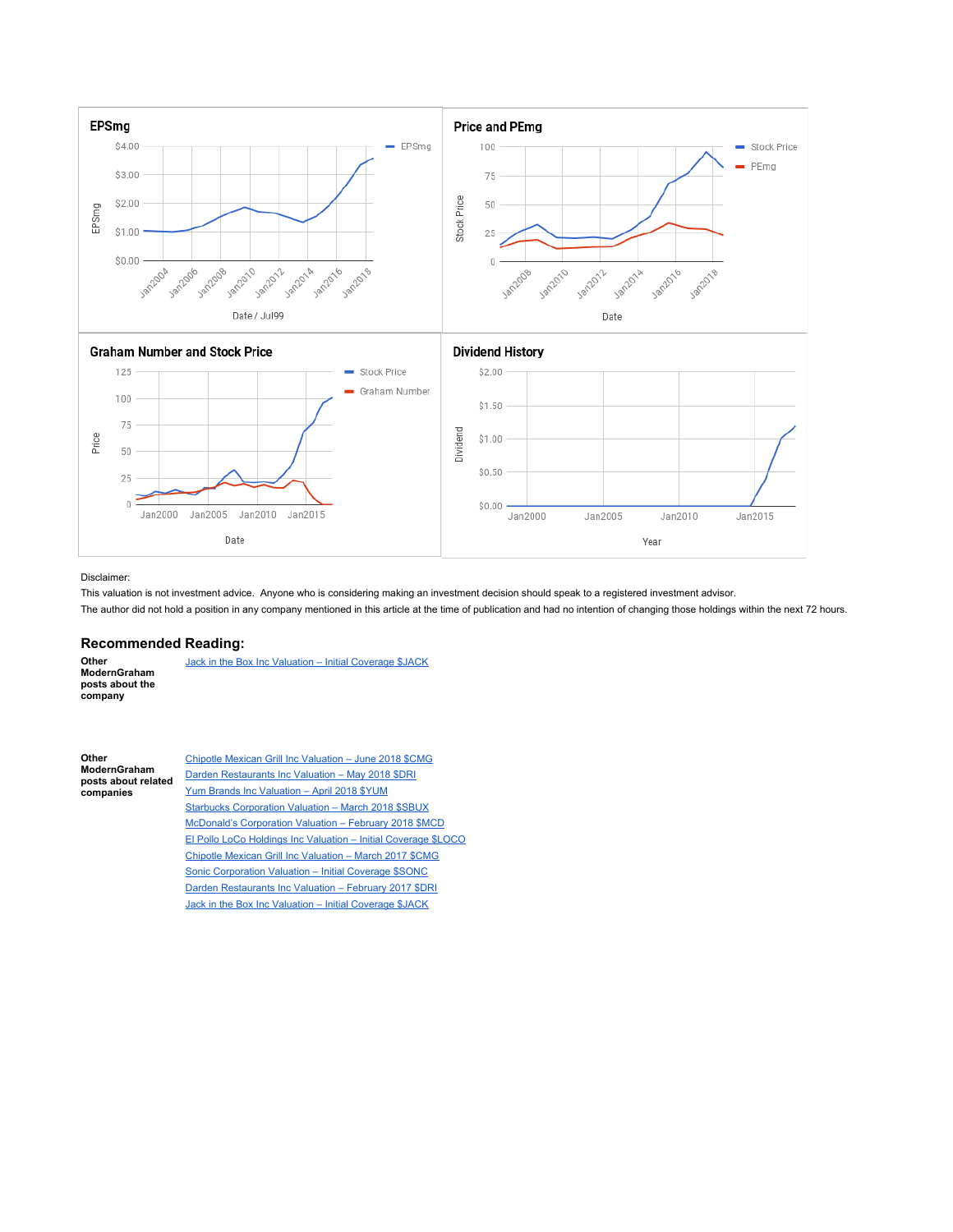**EPSmg**

$4.00
$3.00
$2.00
$1.00
$0.00

EPSmg

Jan2004 Jan2006 Jan2008 Jan2010 Jan2012 Jan2014 Jan2016 Jan2018

Date / Jul99

**Price and PEmg**

100
75
50
25
0

Stock Price

Stock Price
PEmg

Jan2008 Jan2010 Jan2012 Jan2014 Jan2016 Jan2018

Date

**Graham Number and Stock Price**

125
100
75
50
25
0

Price

Stock Price
Graham Number

Jan2000 Jan2005 Jan2010 Jan2015

Date

**Dividend History**

$2.00
$1.50
$1.00
$0.50
$0.00

Dividend

Jan2000 Jan2005 Jan2010 Jan2015

Year

Disclaimer:

This valuation is not investment advice. Anyone who is considering making an investment decision should speak to a registered investment advisor.

The author did not hold a position in any company mentioned in this article at the time of publication and had no intention of changing those holdings within the next 72 hours.

## Recommended Reading:

| | |
|---|---|
| **Other ModernGraham posts about the company** | Jack in the Box Inc Valuation – Initial Coverage $JACK |
| **Other ModernGraham posts about related companies** | Chipotle Mexican Grill Inc Valuation – June 2018 $CMG<br>Darden Restaurants Inc Valuation – May 2018 $DRI<br>Yum Brands Inc Valuation – April 2018 $YUM<br>Starbucks Corporation Valuation – March 2018 $SBUX<br>McDonald's Corporation Valuation – February 2018 $MCD<br>El Pollo LoCo Holdings Inc Valuation – Initial Coverage $LOCO<br>Chipotle Mexican Grill Inc Valuation – March 2017 $CMG<br>Sonic Corporation Valuation – Initial Coverage $SONC<br>Darden Restaurants Inc Valuation – February 2017 $DRI<br>Jack in the Box Inc Valuation – Initial Coverage $JACK |